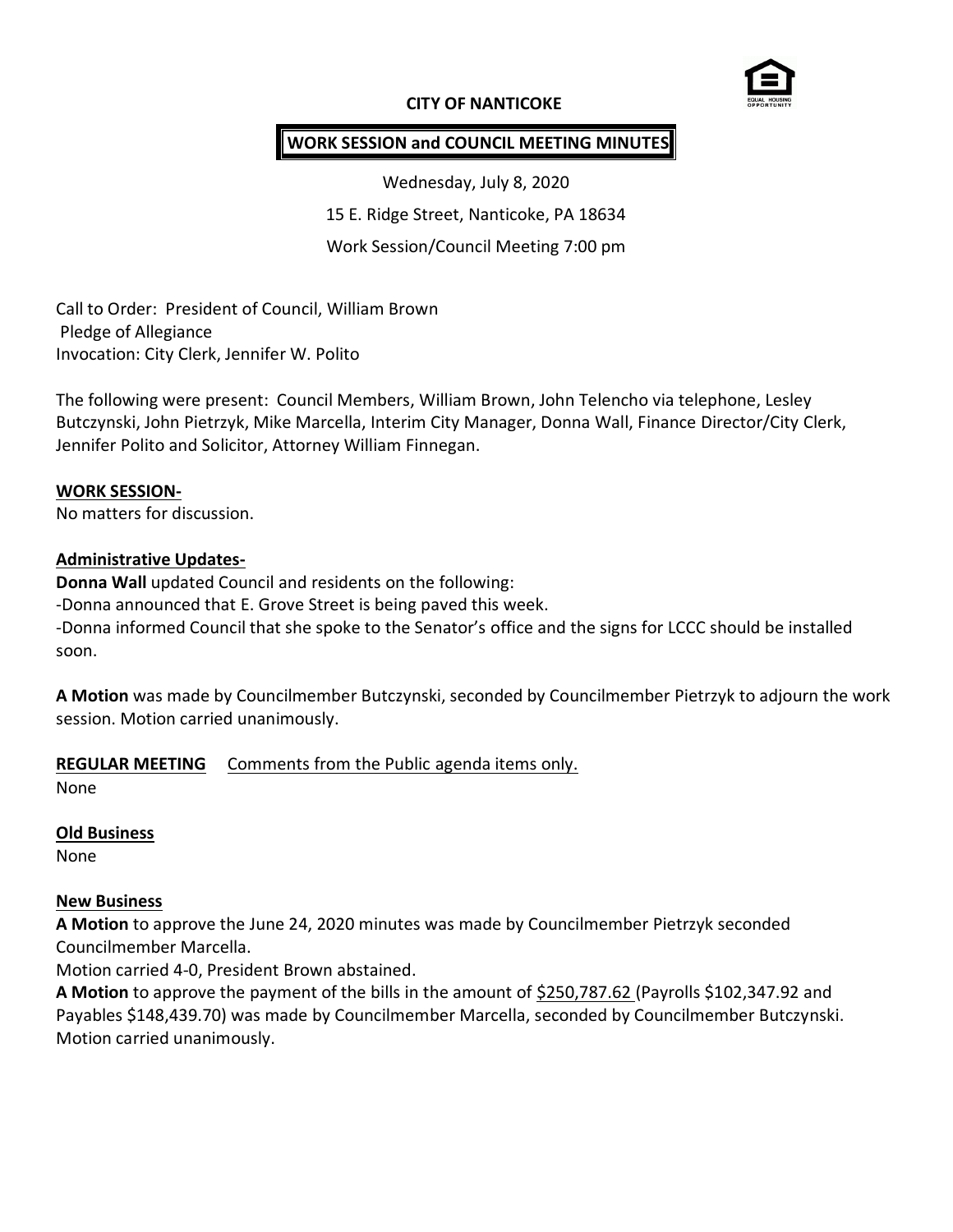# CITY OF NANTICOKE

## WORK SESSION and COUNCIL MEETING MINUTES

Wednesday, July 8, 2020

15 E. Ridge Street, Nanticoke, PA 18634

Work Session/Council Meeting 7:00 pm

Call to Order: President of Council, William Brown
Pledge of Allegiance
Invocation: City Clerk, Jennifer W. Polito

The following were present: Council Members, William Brown, John Telencho via telephone, Lesley Butczynski, John Pietrzyk, Mike Marcella, Interim City Manager, Donna Wall, Finance Director/City Clerk, Jennifer Polito and Solicitor, Attorney William Finnegan.

**WORK SESSION-**
No matters for discussion.

**Administrative Updates-**
**Donna Wall** updated Council and residents on the following:
-Donna announced that E. Grove Street is being paved this week.
-Donna informed Council that she spoke to the Senator's office and the signs for LCCC should be installed soon.

**A Motion** was made by Councilmember Butczynski, seconded by Councilmember Pietrzyk to adjourn the work session. Motion carried unanimously.

**REGULAR MEETING** Comments from the Public agenda items only.
None

**Old Business**
None

**New Business**
**A Motion** to approve the June 24, 2020 minutes was made by Councilmember Pietrzyk seconded Councilmember Marcella.
Motion carried 4-0, President Brown abstained.
**A Motion** to approve the payment of the bills in the amount of $250,787.62 (Payrolls $102,347.92 and Payables $148,439.70) was made by Councilmember Marcella, seconded by Councilmember Butczynski. Motion carried unanimously.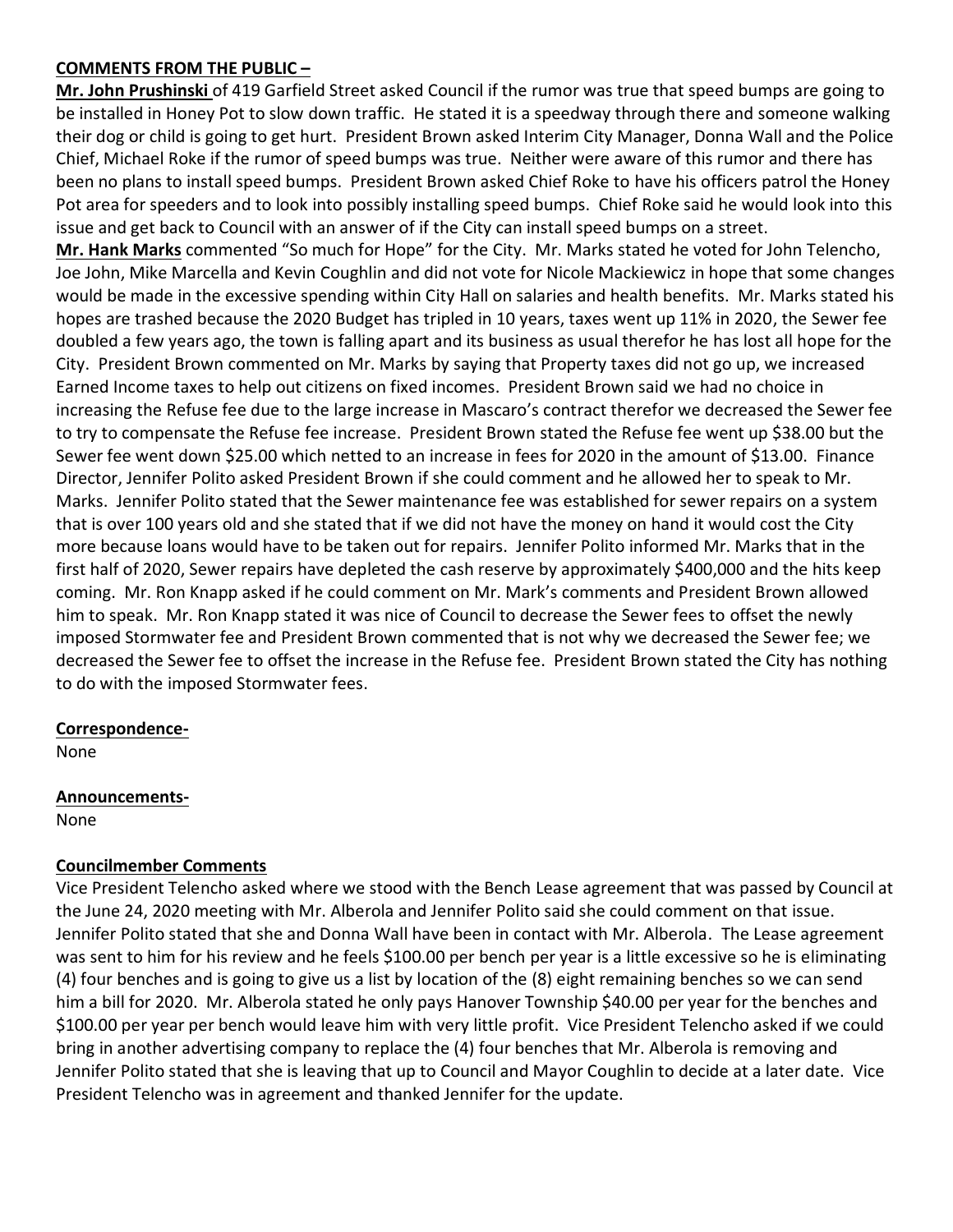**COMMENTS FROM THE PUBLIC –**

**Mr. John Prushinski** of 419 Garfield Street asked Council if the rumor was true that speed bumps are going to be installed in Honey Pot to slow down traffic. He stated it is a speedway through there and someone walking their dog or child is going to get hurt. President Brown asked Interim City Manager, Donna Wall and the Police Chief, Michael Roke if the rumor of speed bumps was true. Neither were aware of this rumor and there has been no plans to install speed bumps. President Brown asked Chief Roke to have his officers patrol the Honey Pot area for speeders and to look into possibly installing speed bumps. Chief Roke said he would look into this issue and get back to Council with an answer of if the City can install speed bumps on a street.

**Mr. Hank Marks** commented "So much for Hope" for the City. Mr. Marks stated he voted for John Telencho, Joe John, Mike Marcella and Kevin Coughlin and did not vote for Nicole Mackiewicz in hope that some changes would be made in the excessive spending within City Hall on salaries and health benefits. Mr. Marks stated his hopes are trashed because the 2020 Budget has tripled in 10 years, taxes went up 11% in 2020, the Sewer fee doubled a few years ago, the town is falling apart and its business as usual therefor he has lost all hope for the City. President Brown commented on Mr. Marks by saying that Property taxes did not go up, we increased Earned Income taxes to help out citizens on fixed incomes. President Brown said we had no choice in increasing the Refuse fee due to the large increase in Mascaro's contract therefor we decreased the Sewer fee to try to compensate the Refuse fee increase. President Brown stated the Refuse fee went up $38.00 but the Sewer fee went down $25.00 which netted to an increase in fees for 2020 in the amount of $13.00. Finance Director, Jennifer Polito asked President Brown if she could comment and he allowed her to speak to Mr. Marks. Jennifer Polito stated that the Sewer maintenance fee was established for sewer repairs on a system that is over 100 years old and she stated that if we did not have the money on hand it would cost the City more because loans would have to be taken out for repairs. Jennifer Polito informed Mr. Marks that in the first half of 2020, Sewer repairs have depleted the cash reserve by approximately $400,000 and the hits keep coming. Mr. Ron Knapp asked if he could comment on Mr. Mark's comments and President Brown allowed him to speak. Mr. Ron Knapp stated it was nice of Council to decrease the Sewer fees to offset the newly imposed Stormwater fee and President Brown commented that is not why we decreased the Sewer fee; we decreased the Sewer fee to offset the increase in the Refuse fee. President Brown stated the City has nothing to do with the imposed Stormwater fees.

**Correspondence-**

None

**Announcements-**

None

**Councilmember Comments**

Vice President Telencho asked where we stood with the Bench Lease agreement that was passed by Council at the June 24, 2020 meeting with Mr. Alberola and Jennifer Polito said she could comment on that issue. Jennifer Polito stated that she and Donna Wall have been in contact with Mr. Alberola. The Lease agreement was sent to him for his review and he feels $100.00 per bench per year is a little excessive so he is eliminating (4) four benches and is going to give us a list by location of the (8) eight remaining benches so we can send him a bill for 2020. Mr. Alberola stated he only pays Hanover Township $40.00 per year for the benches and $100.00 per year per bench would leave him with very little profit. Vice President Telencho asked if we could bring in another advertising company to replace the (4) four benches that Mr. Alberola is removing and Jennifer Polito stated that she is leaving that up to Council and Mayor Coughlin to decide at a later date. Vice President Telencho was in agreement and thanked Jennifer for the update.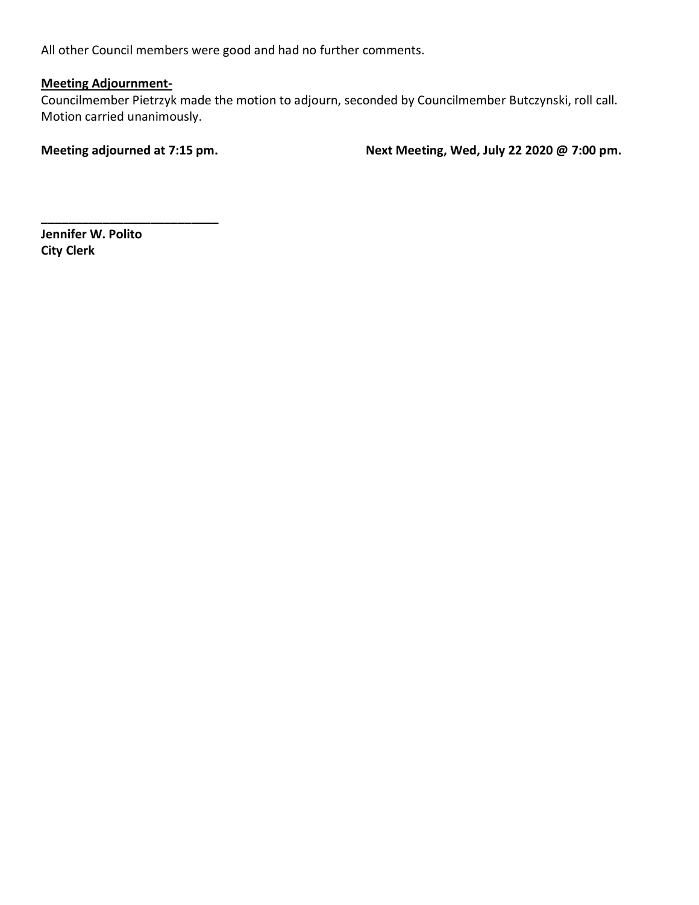All other Council members were good and had no further comments.

**Meeting Adjournment-**

Councilmember Pietrzyk made the motion to adjourn, seconded by Councilmember Butczynski, roll call. Motion carried unanimously.

**Meeting adjourned at 7:15 pm.** **Next Meeting, Wed, July 22 2020 @ 7:00 pm.**

**___________________________**

**Jennifer W. Polito**
**City Clerk**